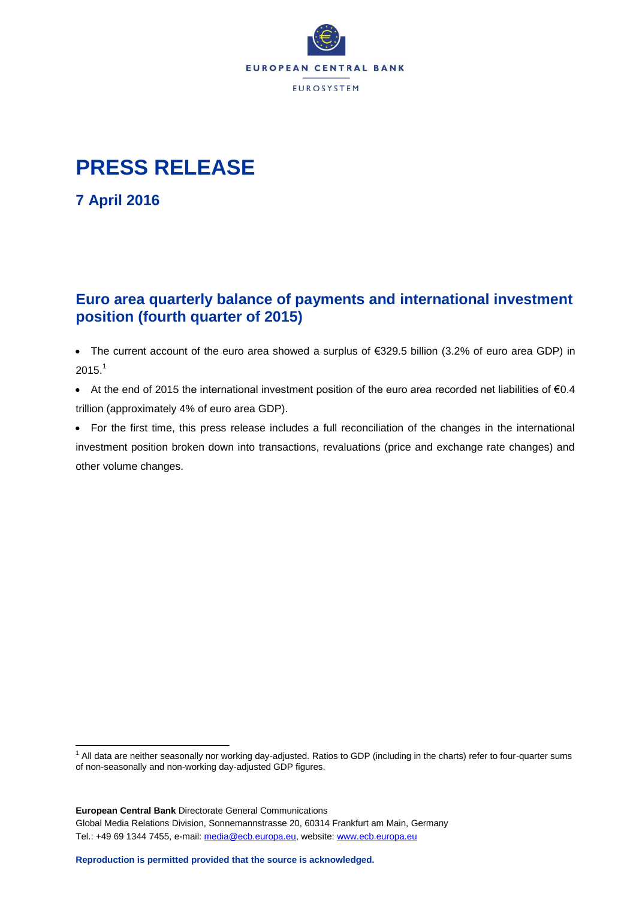EUROPEAN CENTRAL BANK

EUROSYSTEM

# PRESS RELEASE

## 7 April 2016

## Euro area quarterly balance of payments and international investment position (fourth quarter of 2015)

- The current account of the euro area showed a surplus of €329.5 billion (3.2% of euro area GDP) in 2015.[1]
- At the end of 2015 the international investment position of the euro area recorded net liabilities of €0.4 trillion (approximately 4% of euro area GDP).
- For the first time, this press release includes a full reconciliation of the changes in the international investment position broken down into transactions, revaluations (price and exchange rate changes) and other volume changes.

[1] All data are neither seasonally nor working day-adjusted. Ratios to GDP (including in the charts) refer to four-quarter sums of non-seasonally and non-working day-adjusted GDP figures.

**European Central Bank** Directorate General Communications
Global Media Relations Division, Sonnemannstrasse 20, 60314 Frankfurt am Main, Germany
Tel.: +49 69 1344 7455, e-mail: media@ecb.europa.eu, website: www.ecb.europa.eu

**Reproduction is permitted provided that the source is acknowledged.**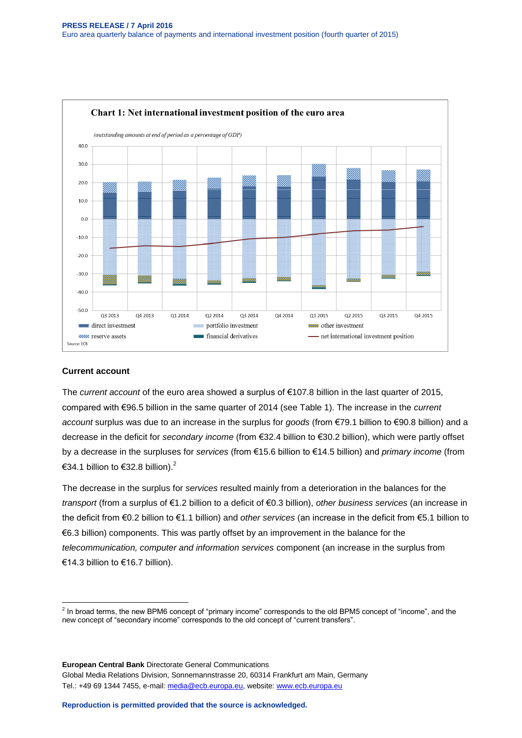**Chart 1: Net international investment position of the euro area**

*(outstanding amounts at end of period as a percentage of GDP)*

40.0
30.0
20.0
10.0
0.0
-10.0
-20.0
-30.0
-40.0
-50.0

Q3 2013 Q4 2013 Q1 2014 Q2 2014 Q3 2014 Q4 2014 Q1 2015 Q2 2015 Q3 2015 Q4 2015

direct investment
portfolio investment
other investment
reserve assets
financial derivatives
net international investment position

Source: ECB

### Current account

The *current account* of the euro area showed a surplus of €107.8 billion in the last quarter of 2015, compared with €96.5 billion in the same quarter of 2014 (see Table 1). The increase in the *current account* surplus was due to an increase in the surplus for *goods* (from €79.1 billion to €90.8 billion) and a decrease in the deficit for *secondary income* (from €32.4 billion to €30.2 billion), which were partly offset by a decrease in the surpluses for *services* (from €15.6 billion to €14.5 billion) and *primary income* (from €34.1 billion to €32.8 billion).[2]

The decrease in the surplus for *services* resulted mainly from a deterioration in the balances for the *transport* (from a surplus of €1.2 billion to a deficit of €0.3 billion), *other business services* (an increase in the deficit from €0.2 billion to €1.1 billion) and *other services* (an increase in the deficit from €5.1 billion to €6.3 billion) components. This was partly offset by an improvement in the balance for the *telecommunication, computer and information services* component (an increase in the surplus from €14.3 billion to €16.7 billion).

[2] In broad terms, the new BPM6 concept of "primary income" corresponds to the old BPM5 concept of "income", and the new concept of "secondary income" corresponds to the old concept of "current transfers".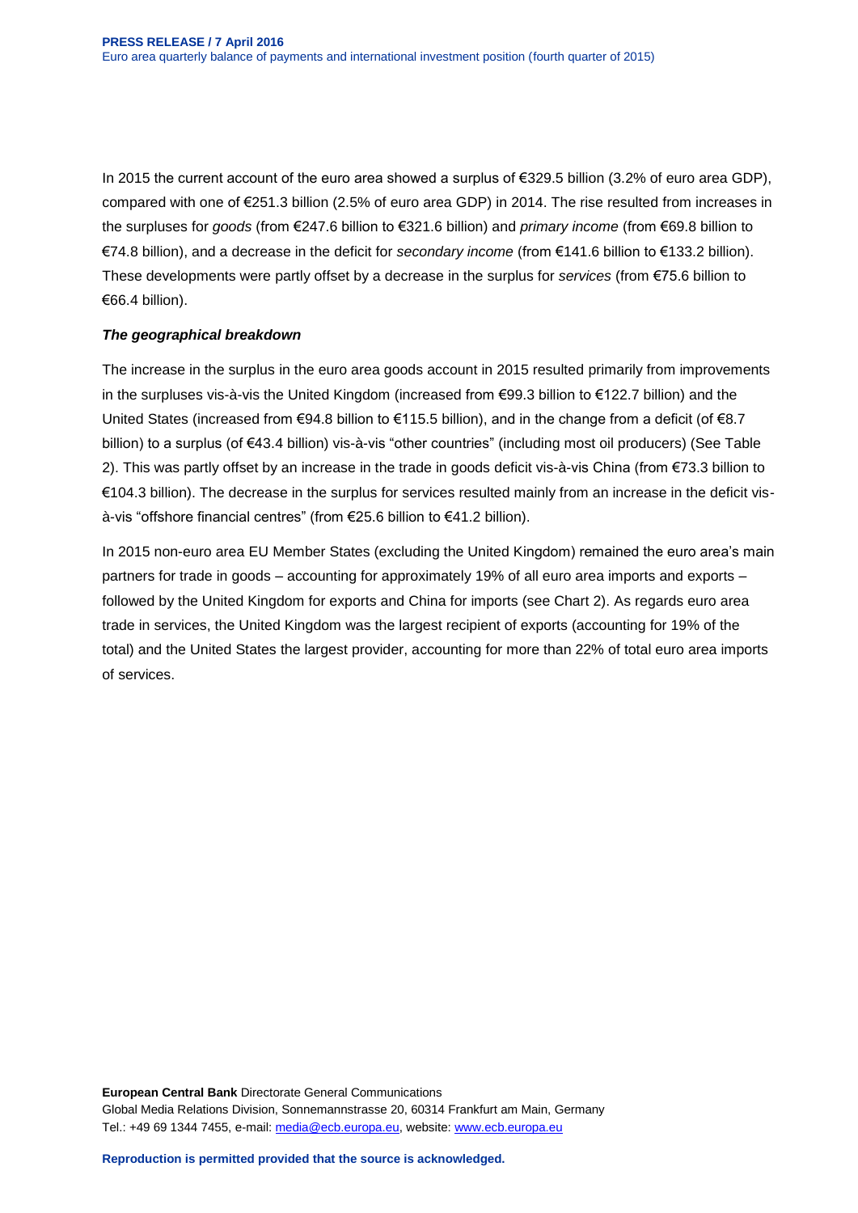In 2015 the current account of the euro area showed a surplus of €329.5 billion (3.2% of euro area GDP), compared with one of €251.3 billion (2.5% of euro area GDP) in 2014. The rise resulted from increases in the surpluses for *goods* (from €247.6 billion to €321.6 billion) and *primary income* (from €69.8 billion to €74.8 billion), and a decrease in the deficit for *secondary income* (from €141.6 billion to €133.2 billion). These developments were partly offset by a decrease in the surplus for *services* (from €75.6 billion to €66.4 billion).

***The geographical breakdown***

The increase in the surplus in the euro area goods account in 2015 resulted primarily from improvements in the surpluses vis-à-vis the United Kingdom (increased from €99.3 billion to €122.7 billion) and the United States (increased from €94.8 billion to €115.5 billion), and in the change from a deficit (of €8.7 billion) to a surplus (of €43.4 billion) vis-à-vis "other countries" (including most oil producers) (See Table 2). This was partly offset by an increase in the trade in goods deficit vis-à-vis China (from €73.3 billion to €104.3 billion). The decrease in the surplus for services resulted mainly from an increase in the deficit vis-à-vis "offshore financial centres" (from €25.6 billion to €41.2 billion).

In 2015 non-euro area EU Member States (excluding the United Kingdom) remained the euro area's main partners for trade in goods – accounting for approximately 19% of all euro area imports and exports – followed by the United Kingdom for exports and China for imports (see Chart 2). As regards euro area trade in services, the United Kingdom was the largest recipient of exports (accounting for 19% of the total) and the United States the largest provider, accounting for more than 22% of total euro area imports of services.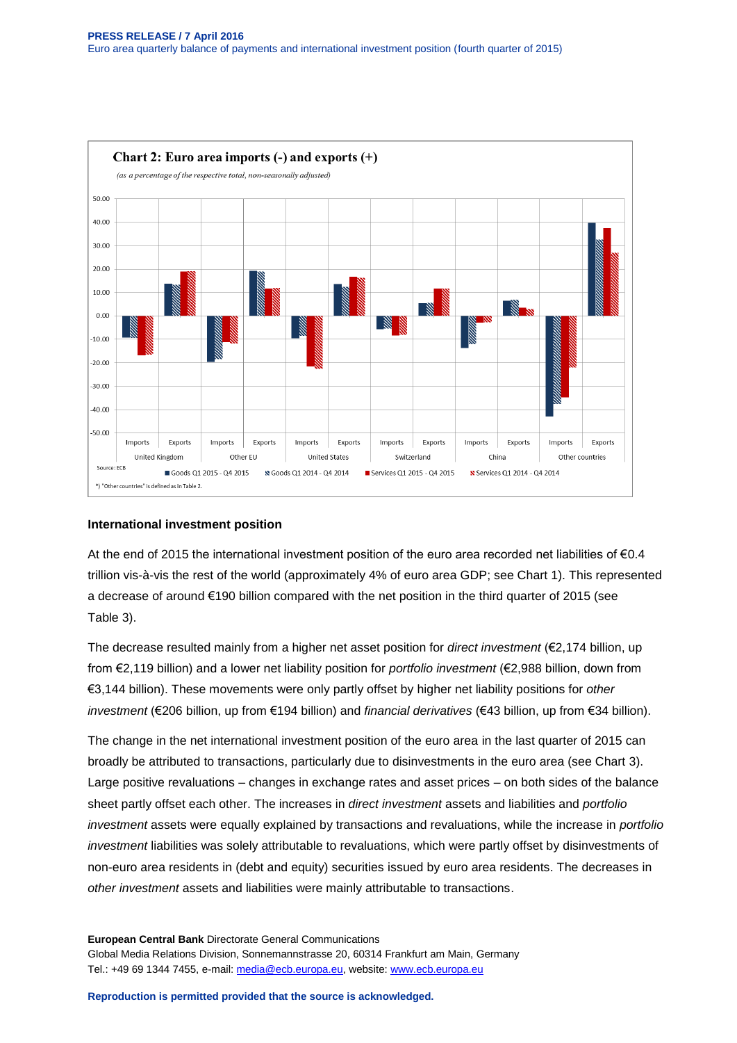**Chart 2: Euro area imports (-) and exports (+)**

*(as a percentage of the respective total, non-seasonally adjusted)*

Source: ECB

*) "Other countries" is defined as in Table 2.

### International investment position

At the end of 2015 the international investment position of the euro area recorded net liabilities of €0.4 trillion vis-à-vis the rest of the world (approximately 4% of euro area GDP; see Chart 1). This represented a decrease of around €190 billion compared with the net position in the third quarter of 2015 (see Table 3).

The decrease resulted mainly from a higher net asset position for *direct investment* (€2,174 billion, up from €2,119 billion) and a lower net liability position for *portfolio investment* (€2,988 billion, down from €3,144 billion). These movements were only partly offset by higher net liability positions for *other investment* (€206 billion, up from €194 billion) and *financial derivatives* (€43 billion, up from €34 billion).

The change in the net international investment position of the euro area in the last quarter of 2015 can broadly be attributed to transactions, particularly due to disinvestments in the euro area (see Chart 3). Large positive revaluations – changes in exchange rates and asset prices – on both sides of the balance sheet partly offset each other. The increases in *direct investment* assets and liabilities and *portfolio investment* assets were equally explained by transactions and revaluations, while the increase in *portfolio investment* liabilities was solely attributable to revaluations, which were partly offset by disinvestments of non-euro area residents in (debt and equity) securities issued by euro area residents. The decreases in *other investment* assets and liabilities were mainly attributable to transactions.

**European Central Bank** Directorate General Communications
Global Media Relations Division, Sonnemannstrasse 20, 60314 Frankfurt am Main, Germany
Tel.: +49 69 1344 7455, e-mail: media@ecb.europa.eu, website: www.ecb.europa.eu

**Reproduction is permitted provided that the source is acknowledged.**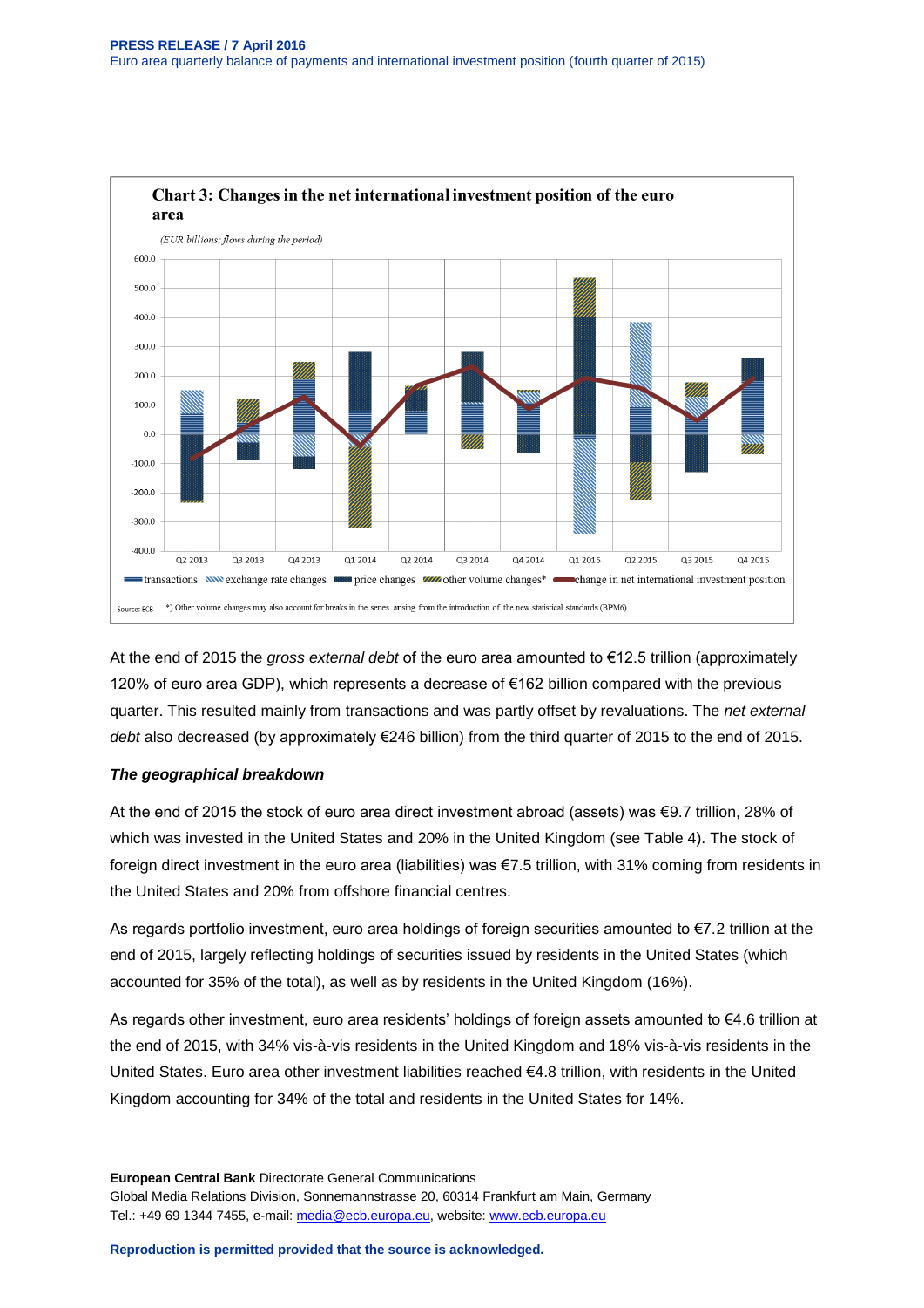**Chart 3: Changes in the net international investment position of the euro area**

*(EUR billions; flows during the period)*

600.0
500.0
400.0
300.0
200.0
100.0
0.0
-100.0
-200.0
-300.0
-400.0

Q2 2013 Q3 2013 Q4 2013 Q1 2014 Q2 2014 Q3 2014 Q4 2014 Q1 2015 Q2 2015 Q3 2015 Q4 2015

transactions, exchange rate changes, price changes, other volume changes*, change in net international investment position

Source: ECB *) Other volume changes may also account for breaks in the series arising from the introduction of the new statistical standards (BPM6).

At the end of 2015 the *gross external debt* of the euro area amounted to €12.5 trillion (approximately 120% of euro area GDP), which represents a decrease of €162 billion compared with the previous quarter. This resulted mainly from transactions and was partly offset by revaluations. The *net external debt* also decreased (by approximately €246 billion) from the third quarter of 2015 to the end of 2015.

### *The geographical breakdown*

At the end of 2015 the stock of euro area direct investment abroad (assets) was €9.7 trillion, 28% of which was invested in the United States and 20% in the United Kingdom (see Table 4). The stock of foreign direct investment in the euro area (liabilities) was €7.5 trillion, with 31% coming from residents in the United States and 20% from offshore financial centres.

As regards portfolio investment, euro area holdings of foreign securities amounted to €7.2 trillion at the end of 2015, largely reflecting holdings of securities issued by residents in the United States (which accounted for 35% of the total), as well as by residents in the United Kingdom (16%).

As regards other investment, euro area residents' holdings of foreign assets amounted to €4.6 trillion at the end of 2015, with 34% vis-à-vis residents in the United Kingdom and 18% vis-à-vis residents in the United States. Euro area other investment liabilities reached €4.8 trillion, with residents in the United Kingdom accounting for 34% of the total and residents in the United States for 14%.

**European Central Bank** Directorate General Communications
Global Media Relations Division, Sonnemannstrasse 20, 60314 Frankfurt am Main, Germany
Tel.: +49 69 1344 7455, e-mail: media@ecb.europa.eu, website: www.ecb.europa.eu

**Reproduction is permitted provided that the source is acknowledged.**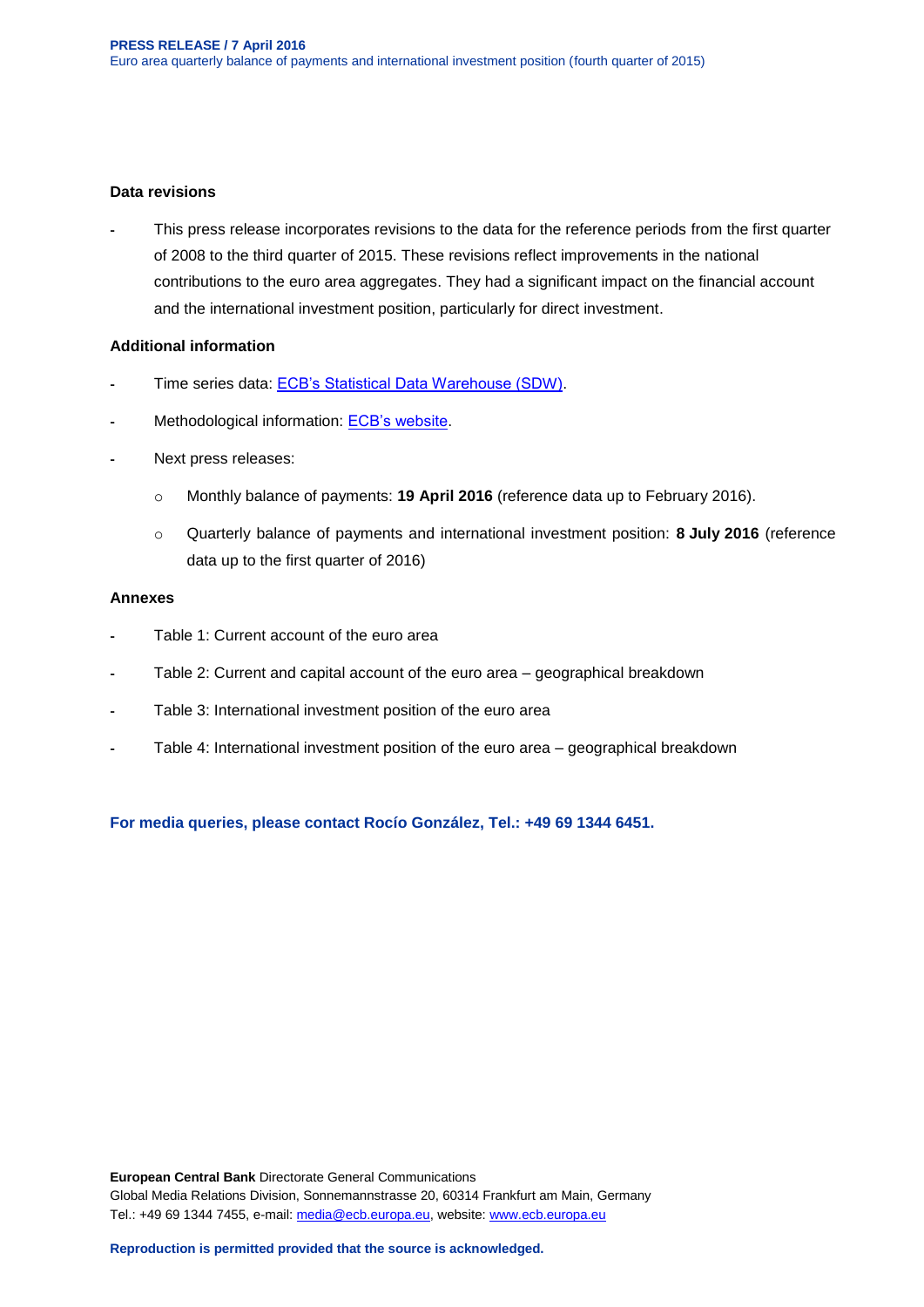### Data revisions

- This press release incorporates revisions to the data for the reference periods from the first quarter of 2008 to the third quarter of 2015. These revisions reflect improvements in the national contributions to the euro area aggregates. They had a significant impact on the financial account and the international investment position, particularly for direct investment.

### Additional information

- Time series data: ECB's Statistical Data Warehouse (SDW).
- Methodological information: ECB's website.
- Next press releases:
  - Monthly balance of payments: **19 April 2016** (reference data up to February 2016).
  - Quarterly balance of payments and international investment position: **8 July 2016** (reference data up to the first quarter of 2016)

### Annexes

- Table 1: Current account of the euro area
- Table 2: Current and capital account of the euro area – geographical breakdown
- Table 3: International investment position of the euro area
- Table 4: International investment position of the euro area – geographical breakdown

**For media queries, please contact Rocío González, Tel.: +49 69 1344 6451.**

**European Central Bank** Directorate General Communications
Global Media Relations Division, Sonnemannstrasse 20, 60314 Frankfurt am Main, Germany
Tel.: +49 69 1344 7455, e-mail: media@ecb.europa.eu, website: www.ecb.europa.eu

**Reproduction is permitted provided that the source is acknowledged.**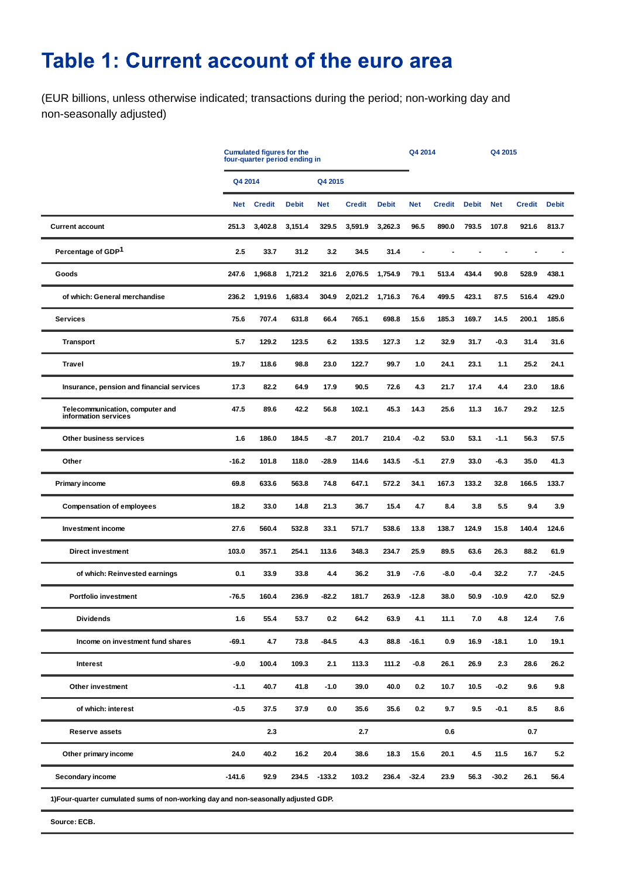# Table 1: Current account of the euro area

(EUR billions, unless otherwise indicated; transactions during the period; non-working day and non-seasonally adjusted)

| | Cumulated figures for the four-quarter period ending in | | | | | | Q4 2014 | | | Q4 2015 | | |
|---|---|---|---|---|---|---|---|---|---|---|---|---|
| | Q4 2014 | | | Q4 2015 | | | | | | | | |
| | Net | Credit | Debit | Net | Credit | Debit | Net | Credit | Debit | Net | Credit | Debit |
| Current account | 251.3 | 3,402.8 | 3,151.4 | 329.5 | 3,591.9 | 3,262.3 | 96.5 | 890.0 | 793.5 | 107.8 | 921.6 | 813.7 |
| Percentage of GDP[1] | 2.5 | 33.7 | 31.2 | 3.2 | 34.5 | 31.4 | - | - | - | - | - | - |
| Goods | 247.6 | 1,968.8 | 1,721.2 | 321.6 | 2,076.5 | 1,754.9 | 79.1 | 513.4 | 434.4 | 90.8 | 528.9 | 438.1 |
| of which: General merchandise | 236.2 | 1,919.6 | 1,683.4 | 304.9 | 2,021.2 | 1,716.3 | 76.4 | 499.5 | 423.1 | 87.5 | 516.4 | 429.0 |
| Services | 75.6 | 707.4 | 631.8 | 66.4 | 765.1 | 698.8 | 15.6 | 185.3 | 169.7 | 14.5 | 200.1 | 185.6 |
| Transport | 5.7 | 129.2 | 123.5 | 6.2 | 133.5 | 127.3 | 1.2 | 32.9 | 31.7 | -0.3 | 31.4 | 31.6 |
| Travel | 19.7 | 118.6 | 98.8 | 23.0 | 122.7 | 99.7 | 1.0 | 24.1 | 23.1 | 1.1 | 25.2 | 24.1 |
| Insurance, pension and financial services | 17.3 | 82.2 | 64.9 | 17.9 | 90.5 | 72.6 | 4.3 | 21.7 | 17.4 | 4.4 | 23.0 | 18.6 |
| Telecommunication, computer and information services | 47.5 | 89.6 | 42.2 | 56.8 | 102.1 | 45.3 | 14.3 | 25.6 | 11.3 | 16.7 | 29.2 | 12.5 |
| Other business services | 1.6 | 186.0 | 184.5 | -8.7 | 201.7 | 210.4 | -0.2 | 53.0 | 53.1 | -1.1 | 56.3 | 57.5 |
| Other | -16.2 | 101.8 | 118.0 | -28.9 | 114.6 | 143.5 | -5.1 | 27.9 | 33.0 | -6.3 | 35.0 | 41.3 |
| Primary income | 69.8 | 633.6 | 563.8 | 74.8 | 647.1 | 572.2 | 34.1 | 167.3 | 133.2 | 32.8 | 166.5 | 133.7 |
| Compensation of employees | 18.2 | 33.0 | 14.8 | 21.3 | 36.7 | 15.4 | 4.7 | 8.4 | 3.8 | 5.5 | 9.4 | 3.9 |
| Investment income | 27.6 | 560.4 | 532.8 | 33.1 | 571.7 | 538.6 | 13.8 | 138.7 | 124.9 | 15.8 | 140.4 | 124.6 |
| Direct investment | 103.0 | 357.1 | 254.1 | 113.6 | 348.3 | 234.7 | 25.9 | 89.5 | 63.6 | 26.3 | 88.2 | 61.9 |
| of which: Reinvested earnings | 0.1 | 33.9 | 33.8 | 4.4 | 36.2 | 31.9 | -7.6 | -8.0 | -0.4 | 32.2 | 7.7 | -24.5 |
| Portfolio investment | -76.5 | 160.4 | 236.9 | -82.2 | 181.7 | 263.9 | -12.8 | 38.0 | 50.9 | -10.9 | 42.0 | 52.9 |
| Dividends | 1.6 | 55.4 | 53.7 | 0.2 | 64.2 | 63.9 | 4.1 | 11.1 | 7.0 | 4.8 | 12.4 | 7.6 |
| Income on investment fund shares | -69.1 | 4.7 | 73.8 | -84.5 | 4.3 | 88.8 | -16.1 | 0.9 | 16.9 | -18.1 | 1.0 | 19.1 |
| Interest | -9.0 | 100.4 | 109.3 | 2.1 | 113.3 | 111.2 | -0.8 | 26.1 | 26.9 | 2.3 | 28.6 | 26.2 |
| Other investment | -1.1 | 40.7 | 41.8 | -1.0 | 39.0 | 40.0 | 0.2 | 10.7 | 10.5 | -0.2 | 9.6 | 9.8 |
| of which: interest | -0.5 | 37.5 | 37.9 | 0.0 | 35.6 | 35.6 | 0.2 | 9.7 | 9.5 | -0.1 | 8.5 | 8.6 |
| Reserve assets | | 2.3 | | | 2.7 | | | 0.6 | | | 0.7 | |
| Other primary income | 24.0 | 40.2 | 16.2 | 20.4 | 38.6 | 18.3 | 15.6 | 20.1 | 4.5 | 11.5 | 16.7 | 5.2 |
| Secondary income | -141.6 | 92.9 | 234.5 | -133.2 | 103.2 | 236.4 | -32.4 | 23.9 | 56.3 | -30.2 | 26.1 | 56.4 |

1)Four-quarter cumulated sums of non-working day and non-seasonally adjusted GDP.

Source: ECB.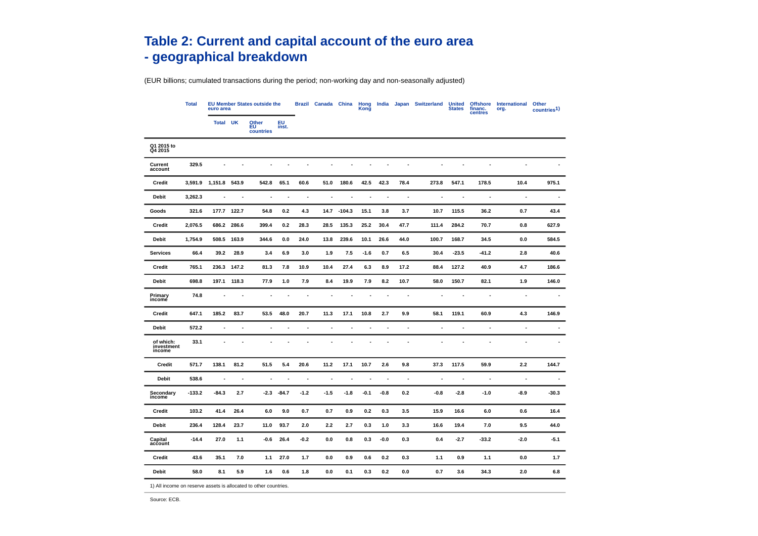# Table 2: Current and capital account of the euro area - geographical breakdown

(EUR billions; cumulated transactions during the period; non-working day and non-seasonally adjusted)

| | Total | EU Member States outside the euro area | | | | Brazil | Canada | China | Hong Kong | India | Japan | Switzerland | United States | Offshore financ. centres | International org. | Other countries[1] |
|---|---|---|---|---|---|---|---|---|---|---|---|---|---|---|---|---|
| | | Total | UK | Other EU countries | EU inst. | | | | | | | | | | | |
| **Q1 2015 to Q4 2015** | | | | | | | | | | | | | | | | |
| Current account | 329.5 | - | - | - | - | - | - | - | - | - | - | - | - | - | - | - |
| Credit | 3,591.9 | 1,151.8 | 543.9 | 542.8 | 65.1 | 60.6 | 51.0 | 180.6 | 42.5 | 42.3 | 78.4 | 273.8 | 547.1 | 178.5 | 10.4 | 975.1 |
| Debit | 3,262.3 | - | - | - | - | - | - | - | - | - | - | - | - | - | - | - |
| Goods | 321.6 | 177.7 | 122.7 | 54.8 | 0.2 | 4.3 | 14.7 | -104.3 | 15.1 | 3.8 | 3.7 | 10.7 | 115.5 | 36.2 | 0.7 | 43.4 |
| Credit | 2,076.5 | 686.2 | 286.6 | 399.4 | 0.2 | 28.3 | 28.5 | 135.3 | 25.2 | 30.4 | 47.7 | 111.4 | 284.2 | 70.7 | 0.8 | 627.9 |
| Debit | 1,754.9 | 508.5 | 163.9 | 344.6 | 0.0 | 24.0 | 13.8 | 239.6 | 10.1 | 26.6 | 44.0 | 100.7 | 168.7 | 34.5 | 0.0 | 584.5 |
| Services | 66.4 | 39.2 | 28.9 | 3.4 | 6.9 | 3.0 | 1.9 | 7.5 | -1.6 | 0.7 | 6.5 | 30.4 | -23.5 | -41.2 | 2.8 | 40.6 |
| Credit | 765.1 | 236.3 | 147.2 | 81.3 | 7.8 | 10.9 | 10.4 | 27.4 | 6.3 | 8.9 | 17.2 | 88.4 | 127.2 | 40.9 | 4.7 | 186.6 |
| Debit | 698.8 | 197.1 | 118.3 | 77.9 | 1.0 | 7.9 | 8.4 | 19.9 | 7.9 | 8.2 | 10.7 | 58.0 | 150.7 | 82.1 | 1.9 | 146.0 |
| Primary income | 74.8 | - | - | - | - | - | - | - | - | - | - | - | - | - | - | - |
| Credit | 647.1 | 185.2 | 83.7 | 53.5 | 48.0 | 20.7 | 11.3 | 17.1 | 10.8 | 2.7 | 9.9 | 58.1 | 119.1 | 60.9 | 4.3 | 146.9 |
| Debit | 572.2 | - | - | - | - | - | - | - | - | - | - | - | - | - | - | - |
| of which: investment income | 33.1 | - | - | - | - | - | - | - | - | - | - | - | - | - | - | - |
| Credit | 571.7 | 138.1 | 81.2 | 51.5 | 5.4 | 20.6 | 11.2 | 17.1 | 10.7 | 2.6 | 9.8 | 37.3 | 117.5 | 59.9 | 2.2 | 144.7 |
| Debit | 538.6 | - | - | - | - | - | - | - | - | - | - | - | - | - | - | - |
| Secondary income | -133.2 | -84.3 | 2.7 | -2.3 | -84.7 | -1.2 | -1.5 | -1.8 | -0.1 | -0.8 | 0.2 | -0.8 | -2.8 | -1.0 | -8.9 | -30.3 |
| Credit | 103.2 | 41.4 | 26.4 | 6.0 | 9.0 | 0.7 | 0.7 | 0.9 | 0.2 | 0.3 | 3.5 | 15.9 | 16.6 | 6.0 | 0.6 | 16.4 |
| Debit | 236.4 | 128.4 | 23.7 | 11.0 | 93.7 | 2.0 | 2.2 | 2.7 | 0.3 | 1.0 | 3.3 | 16.6 | 19.4 | 7.0 | 9.5 | 44.0 |
| Capital account | -14.4 | 27.0 | 1.1 | -0.6 | 26.4 | -0.2 | 0.0 | 0.8 | 0.3 | -0.0 | 0.3 | 0.4 | -2.7 | -33.2 | -2.0 | -5.1 |
| Credit | 43.6 | 35.1 | 7.0 | 1.1 | 27.0 | 1.7 | 0.0 | 0.9 | 0.6 | 0.2 | 0.3 | 1.1 | 0.9 | 1.1 | 0.0 | 1.7 |
| Debit | 58.0 | 8.1 | 5.9 | 1.6 | 0.6 | 1.8 | 0.0 | 0.1 | 0.3 | 0.2 | 0.0 | 0.7 | 3.6 | 34.3 | 2.0 | 6.8 |

1) All income on reserve assets is allocated to other countries.

Source: ECB.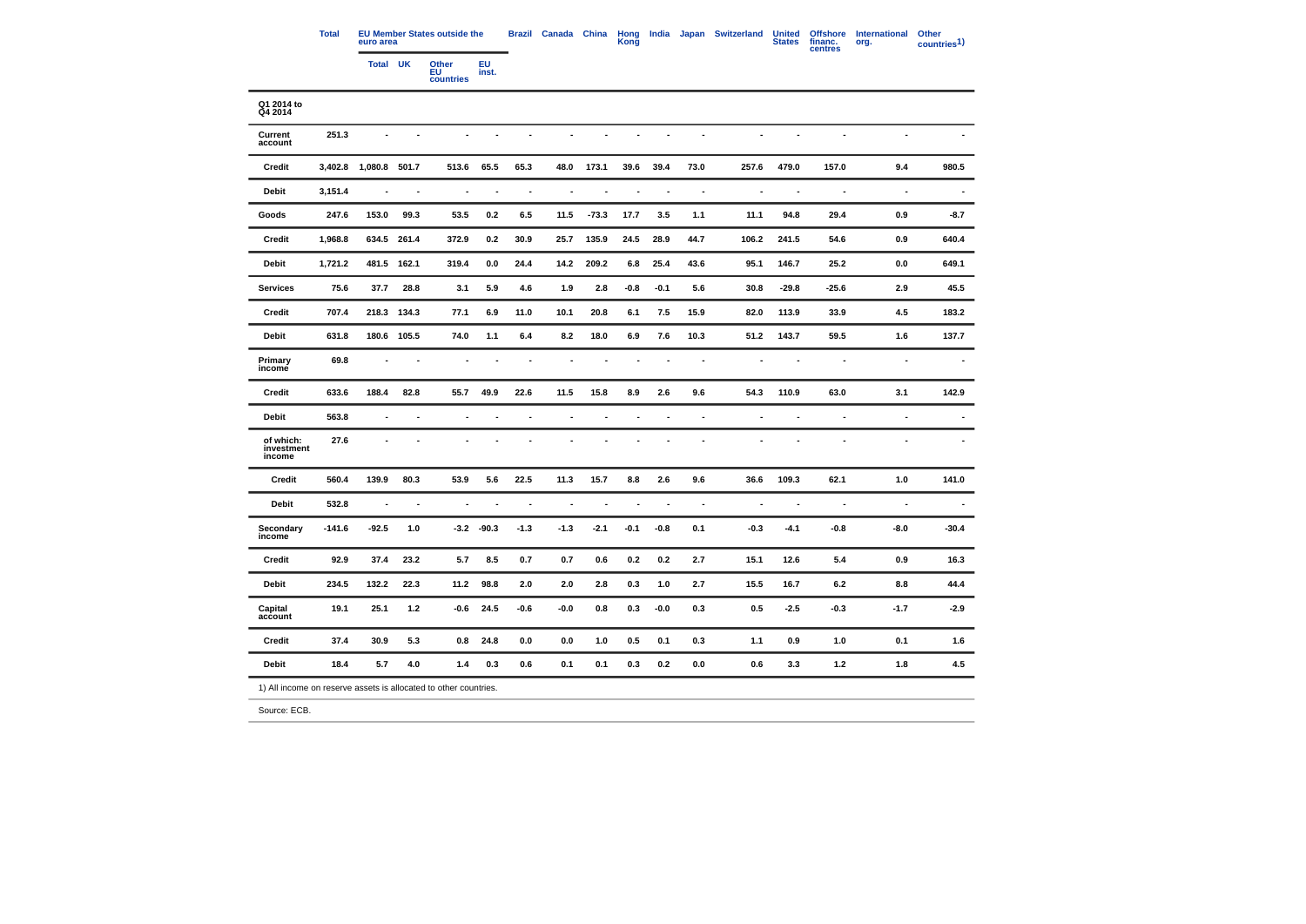| | Total | EU Member States outside the euro area | | | | Brazil | Canada | China | Hong Kong | India | Japan | Switzerland | United States | Offshore financ. centres | International org. | Other countries1) |
|---|---|---|---|---|---|---|---|---|---|---|---|---|---|---|---|---|
| | | Total | UK | Other EU countries | EU inst. | | | | | | | | | | | |
| **Q1 2014 to Q4 2014** | | | | | | | | | | | | | | | | |
| **Current account** | 251.3 | - | - | - | - | - | - | - | - | - | - | - | - | - | - | - |
| Credit | 3,402.8 | 1,080.8 | 501.7 | 513.6 | 65.5 | 65.3 | 48.0 | 173.1 | 39.6 | 39.4 | 73.0 | 257.6 | 479.0 | 157.0 | 9.4 | 980.5 |
| Debit | 3,151.4 | - | - | - | - | - | - | - | - | - | - | - | - | - | - | - |
| **Goods** | 247.6 | 153.0 | 99.3 | 53.5 | 0.2 | 6.5 | 11.5 | -73.3 | 17.7 | 3.5 | 1.1 | 11.1 | 94.8 | 29.4 | 0.9 | -8.7 |
| Credit | 1,968.8 | 634.5 | 261.4 | 372.9 | 0.2 | 30.9 | 25.7 | 135.9 | 24.5 | 28.9 | 44.7 | 106.2 | 241.5 | 54.6 | 0.9 | 640.4 |
| Debit | 1,721.2 | 481.5 | 162.1 | 319.4 | 0.0 | 24.4 | 14.2 | 209.2 | 6.8 | 25.4 | 43.6 | 95.1 | 146.7 | 25.2 | 0.0 | 649.1 |
| **Services** | 75.6 | 37.7 | 28.8 | 3.1 | 5.9 | 4.6 | 1.9 | 2.8 | -0.8 | -0.1 | 5.6 | 30.8 | -29.8 | -25.6 | 2.9 | 45.5 |
| Credit | 707.4 | 218.3 | 134.3 | 77.1 | 6.9 | 11.0 | 10.1 | 20.8 | 6.1 | 7.5 | 15.9 | 82.0 | 113.9 | 33.9 | 4.5 | 183.2 |
| Debit | 631.8 | 180.6 | 105.5 | 74.0 | 1.1 | 6.4 | 8.2 | 18.0 | 6.9 | 7.6 | 10.3 | 51.2 | 143.7 | 59.5 | 1.6 | 137.7 |
| **Primary income** | 69.8 | - | - | - | - | - | - | - | - | - | - | - | - | - | - | - |
| Credit | 633.6 | 188.4 | 82.8 | 55.7 | 49.9 | 22.6 | 11.5 | 15.8 | 8.9 | 2.6 | 9.6 | 54.3 | 110.9 | 63.0 | 3.1 | 142.9 |
| Debit | 563.8 | - | - | - | - | - | - | - | - | - | - | - | - | - | - | - |
| of which: investment income | 27.6 | - | - | - | - | - | - | - | - | - | - | - | - | - | - | - |
| Credit | 560.4 | 139.9 | 80.3 | 53.9 | 5.6 | 22.5 | 11.3 | 15.7 | 8.8 | 2.6 | 9.6 | 36.6 | 109.3 | 62.1 | 1.0 | 141.0 |
| Debit | 532.8 | - | - | - | - | - | - | - | - | - | - | - | - | - | - | - |
| **Secondary income** | -141.6 | -92.5 | 1.0 | -3.2 | -90.3 | -1.3 | -1.3 | -2.1 | -0.1 | -0.8 | 0.1 | -0.3 | -4.1 | -0.8 | -8.0 | -30.4 |
| Credit | 92.9 | 37.4 | 23.2 | 5.7 | 8.5 | 0.7 | 0.7 | 0.6 | 0.2 | 0.2 | 2.7 | 15.1 | 12.6 | 5.4 | 0.9 | 16.3 |
| Debit | 234.5 | 132.2 | 22.3 | 11.2 | 98.8 | 2.0 | 2.0 | 2.8 | 0.3 | 1.0 | 2.7 | 15.5 | 16.7 | 6.2 | 8.8 | 44.4 |
| **Capital account** | 19.1 | 25.1 | 1.2 | -0.6 | 24.5 | -0.6 | -0.0 | 0.8 | 0.3 | -0.0 | 0.3 | 0.5 | -2.5 | -0.3 | -1.7 | -2.9 |
| Credit | 37.4 | 30.9 | 5.3 | 0.8 | 24.8 | 0.0 | 0.0 | 1.0 | 0.5 | 0.1 | 0.3 | 1.1 | 0.9 | 1.0 | 0.1 | 1.6 |
| Debit | 18.4 | 5.7 | 4.0 | 1.4 | 0.3 | 0.6 | 0.1 | 0.1 | 0.3 | 0.2 | 0.0 | 0.6 | 3.3 | 1.2 | 1.8 | 4.5 |

1) All income on reserve assets is allocated to other countries.

Source: ECB.